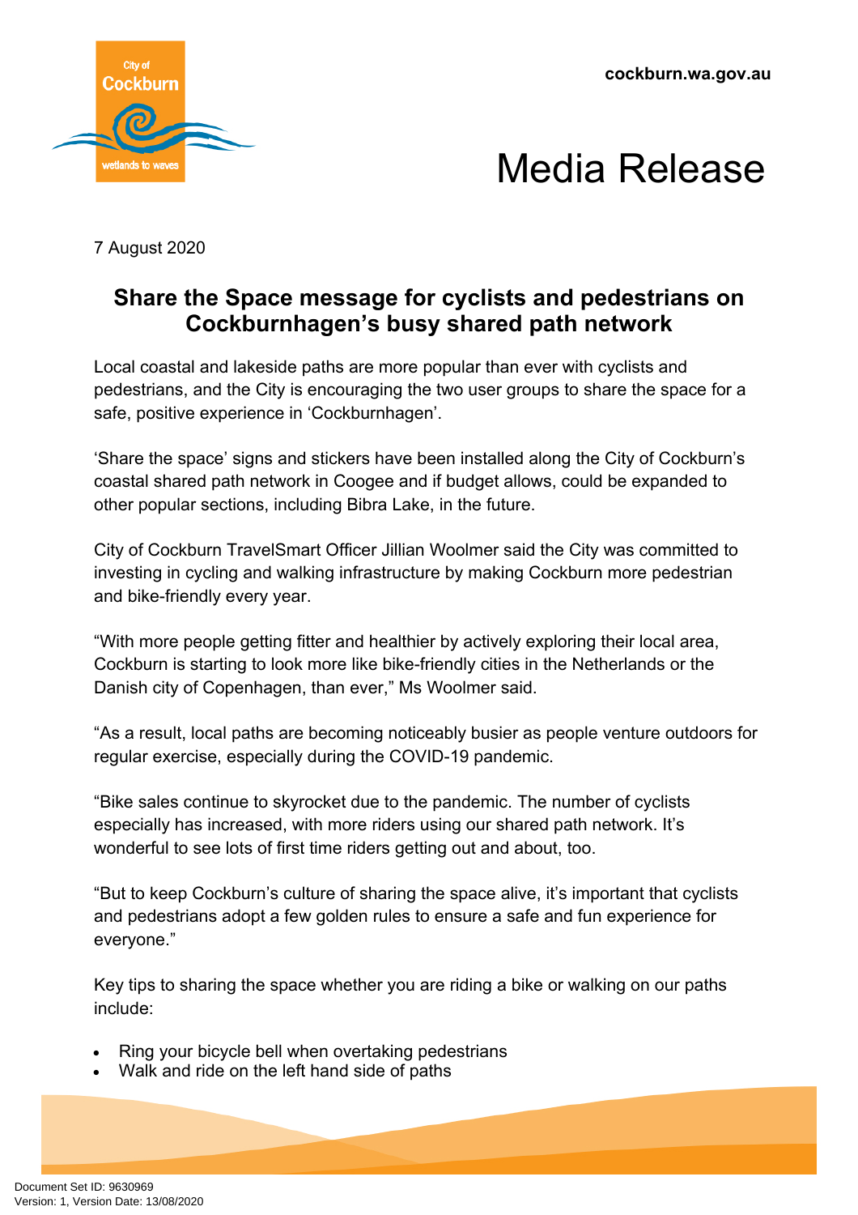cockburn.wa.gov.au

# Media Release

7 August 2020

## Share the Space message for cyclists and pedestrians on Cockburnhagen's busy shared path network

Local coastal and lakeside paths are more popular than ever with cyclists and pedestrians, and the City is encouraging the two user groups to share the space for a safe, positive experience in 'Cockburnhagen'.

'Share the space' signs and stickers have been installed along the City of Cockburn's coastal shared path network in Coogee and if budget allows, could be expanded to other popular sections, including Bibra Lake, in the future.

City of Cockburn TravelSmart Officer Jillian Woolmer said the City was committed to investing in cycling and walking infrastructure by making Cockburn more pedestrian and bike-friendly every year.

"With more people getting fitter and healthier by actively exploring their local area, Cockburn is starting to look more like bike-friendly cities in the Netherlands or the Danish city of Copenhagen, than ever," Ms Woolmer said.

"As a result, local paths are becoming noticeably busier as people venture outdoors for regular exercise, especially during the COVID-19 pandemic.

"Bike sales continue to skyrocket due to the pandemic. The number of cyclists especially has increased, with more riders using our shared path network. It's wonderful to see lots of first time riders getting out and about, too.

"But to keep Cockburn's culture of sharing the space alive, it's important that cyclists and pedestrians adopt a few golden rules to ensure a safe and fun experience for everyone."

Key tips to sharing the space whether you are riding a bike or walking on our paths include:

- Ring your bicycle bell when overtaking pedestrians
- Walk and ride on the left hand side of paths

Document Set ID: 9630969
Version: 1, Version Date: 13/08/2020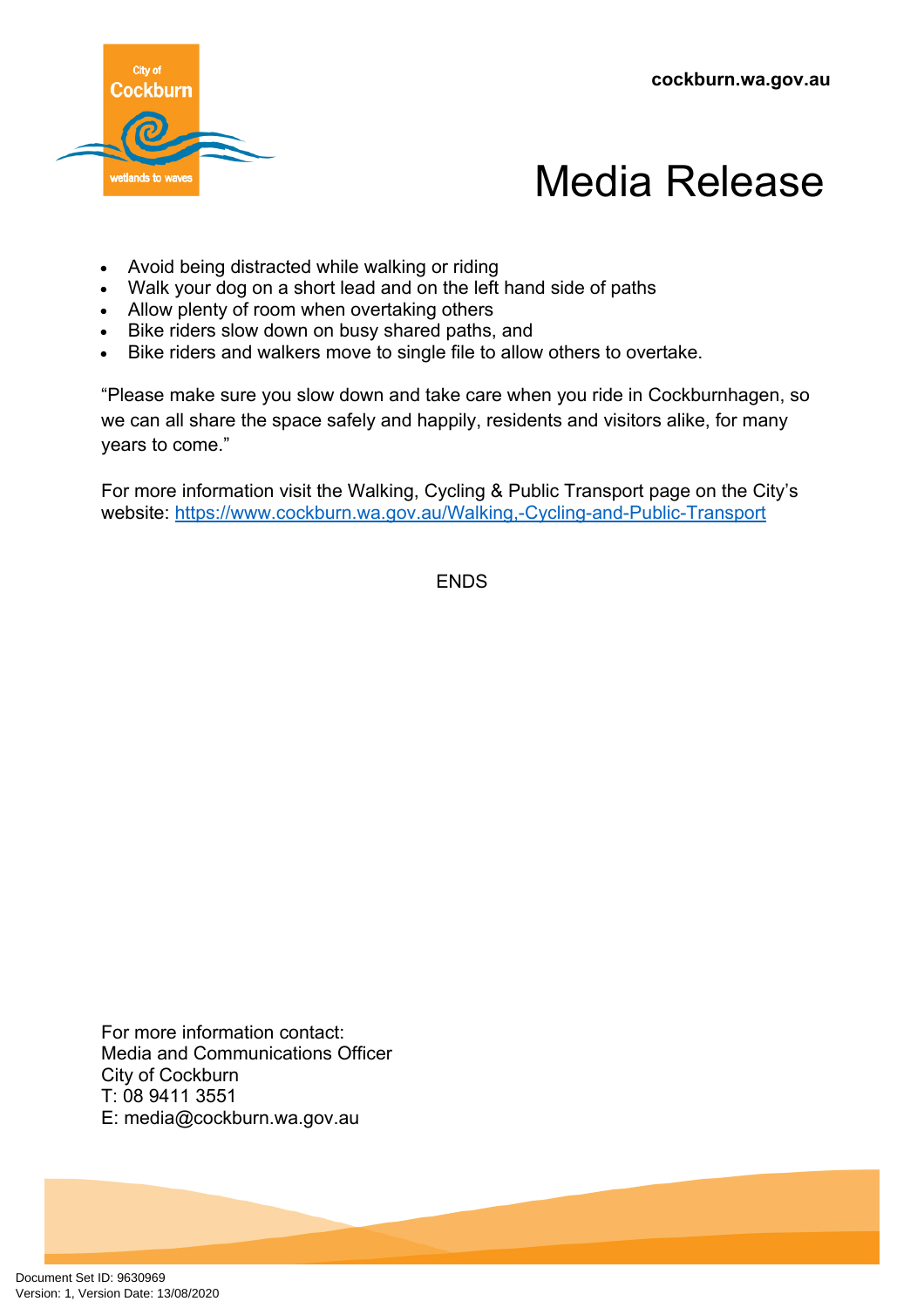- Avoid being distracted while walking or riding
- Walk your dog on a short lead and on the left hand side of paths
- Allow plenty of room when overtaking others
- Bike riders slow down on busy shared paths, and
- Bike riders and walkers move to single file to allow others to overtake.

"Please make sure you slow down and take care when you ride in Cockburnhagen, so we can all share the space safely and happily, residents and visitors alike, for many years to come."

For more information visit the Walking, Cycling & Public Transport page on the City's website: [https://www.cockburn.wa.gov.au/Walking,-Cycling-and-Public-Transport](https://www.cockburn.wa.gov.au/Walking,-Cycling-and-Public-Transport)

ENDS

For more information contact:
Media and Communications Officer
City of Cockburn
T: 08 9411 3551
E: media@cockburn.wa.gov.au

Document Set ID: 9630969
Version: 1, Version Date: 13/08/2020